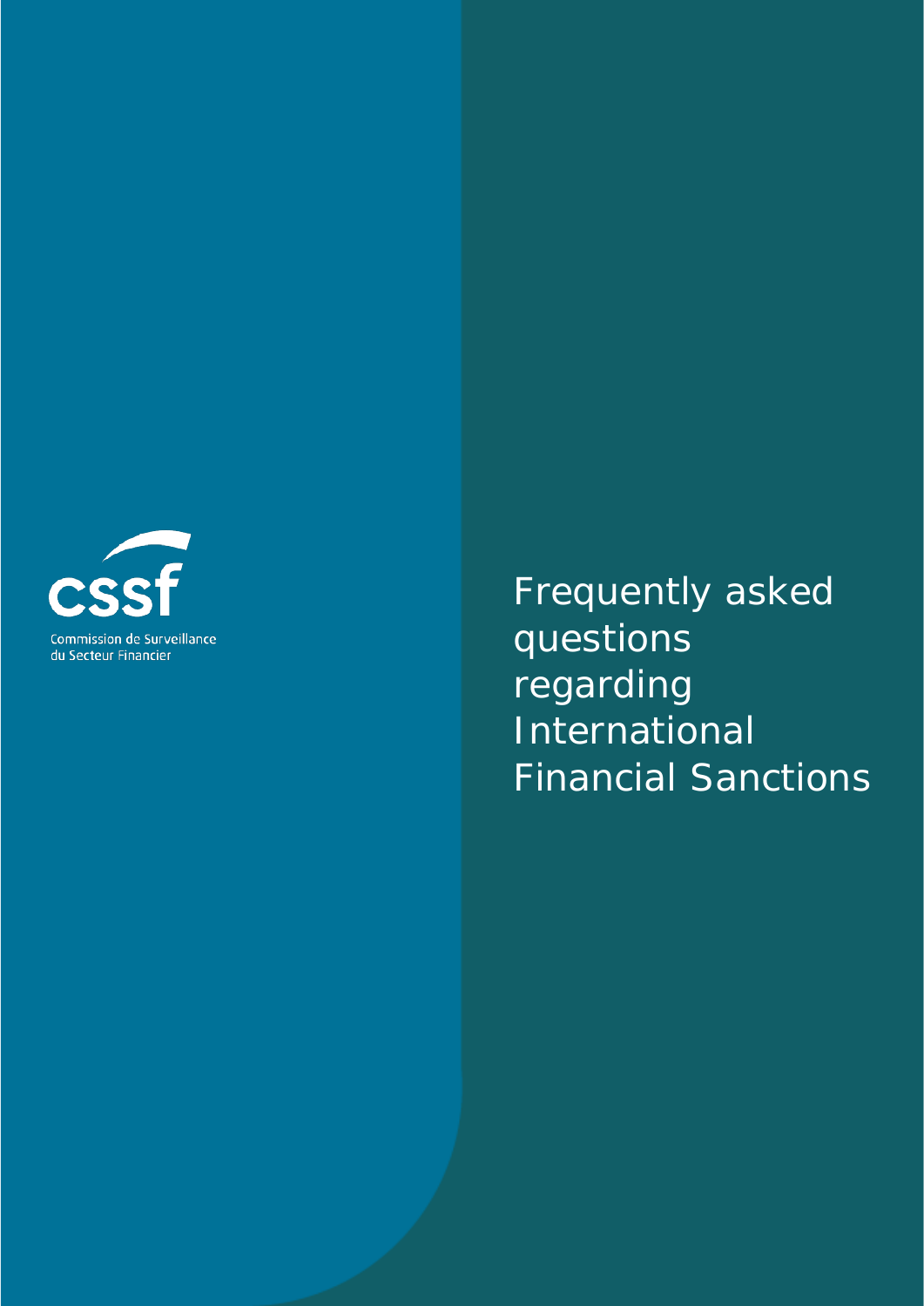CSSF

Commission de Surveillance du Secteur Financier

# Frequently asked questions regarding International Financial Sanctions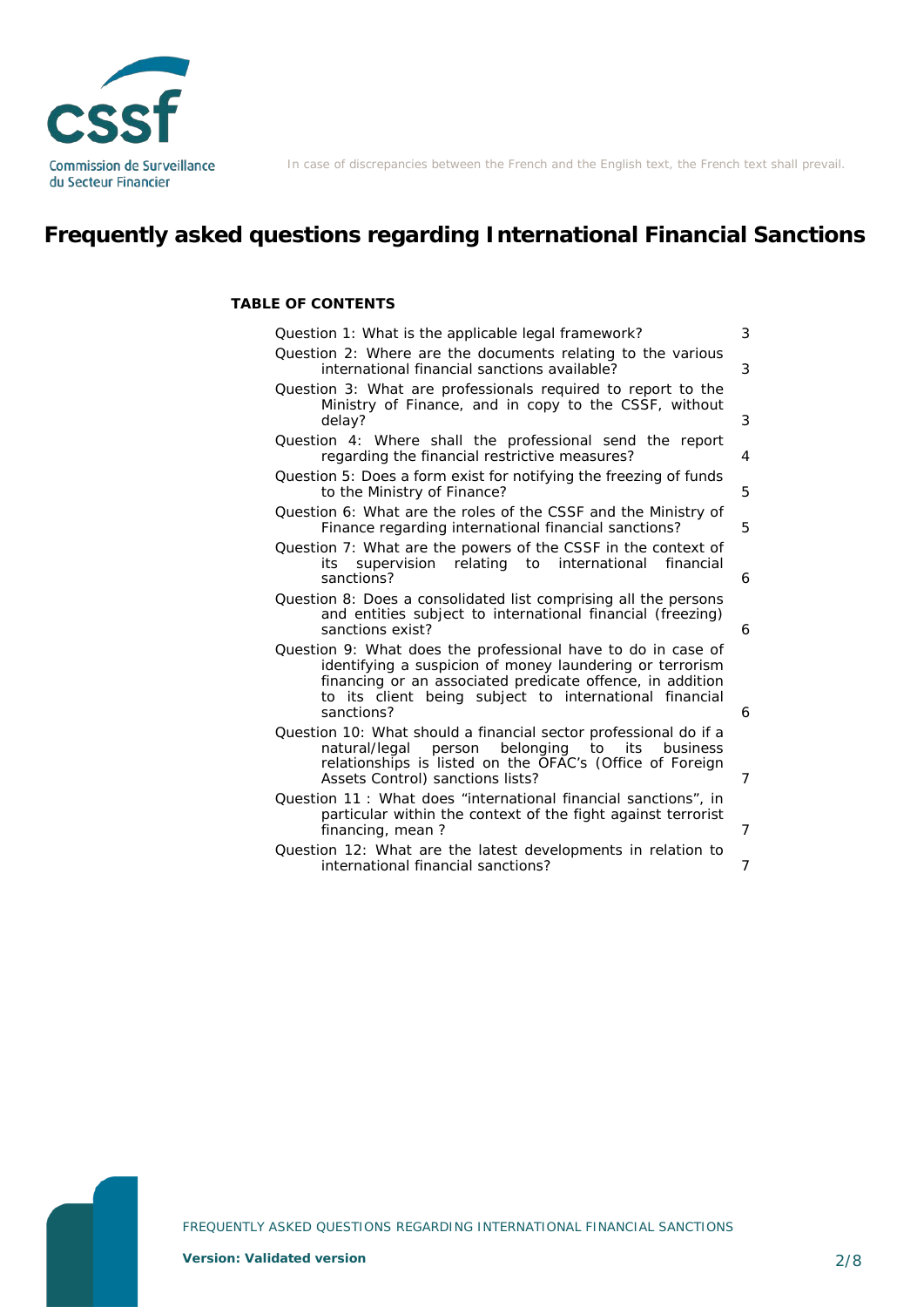In case of discrepancies between the French and the English text, the French text shall prevail.

# Frequently asked questions regarding International Financial Sanctions

**TABLE OF CONTENTS**

| | |
|---|---|
| Question 1: What is the applicable legal framework? | 3 |
| Question 2: Where are the documents relating to the various international financial sanctions available? | 3 |
| Question 3: What are professionals required to report to the Ministry of Finance, and in copy to the CSSF, without delay? | 3 |
| Question 4: Where shall the professional send the report regarding the financial restrictive measures? | 4 |
| Question 5: Does a form exist for notifying the freezing of funds to the Ministry of Finance? | 5 |
| Question 6: What are the roles of the CSSF and the Ministry of Finance regarding international financial sanctions? | 5 |
| Question 7: What are the powers of the CSSF in the context of its supervision relating to international financial sanctions? | 6 |
| Question 8: Does a consolidated list comprising all the persons and entities subject to international financial (freezing) sanctions exist? | 6 |
| Question 9: What does the professional have to do in case of identifying a suspicion of money laundering or terrorism financing or an associated predicate offence, in addition to its client being subject to international financial sanctions? | 6 |
| Question 10: What should a financial sector professional do if a natural/legal person belonging to its business relationships is listed on the OFAC's (Office of Foreign Assets Control) sanctions lists? | 7 |
| Question 11 : What does "international financial sanctions", in particular within the context of the fight against terrorist financing, mean ? | 7 |
| Question 12: What are the latest developments in relation to international financial sanctions? | 7 |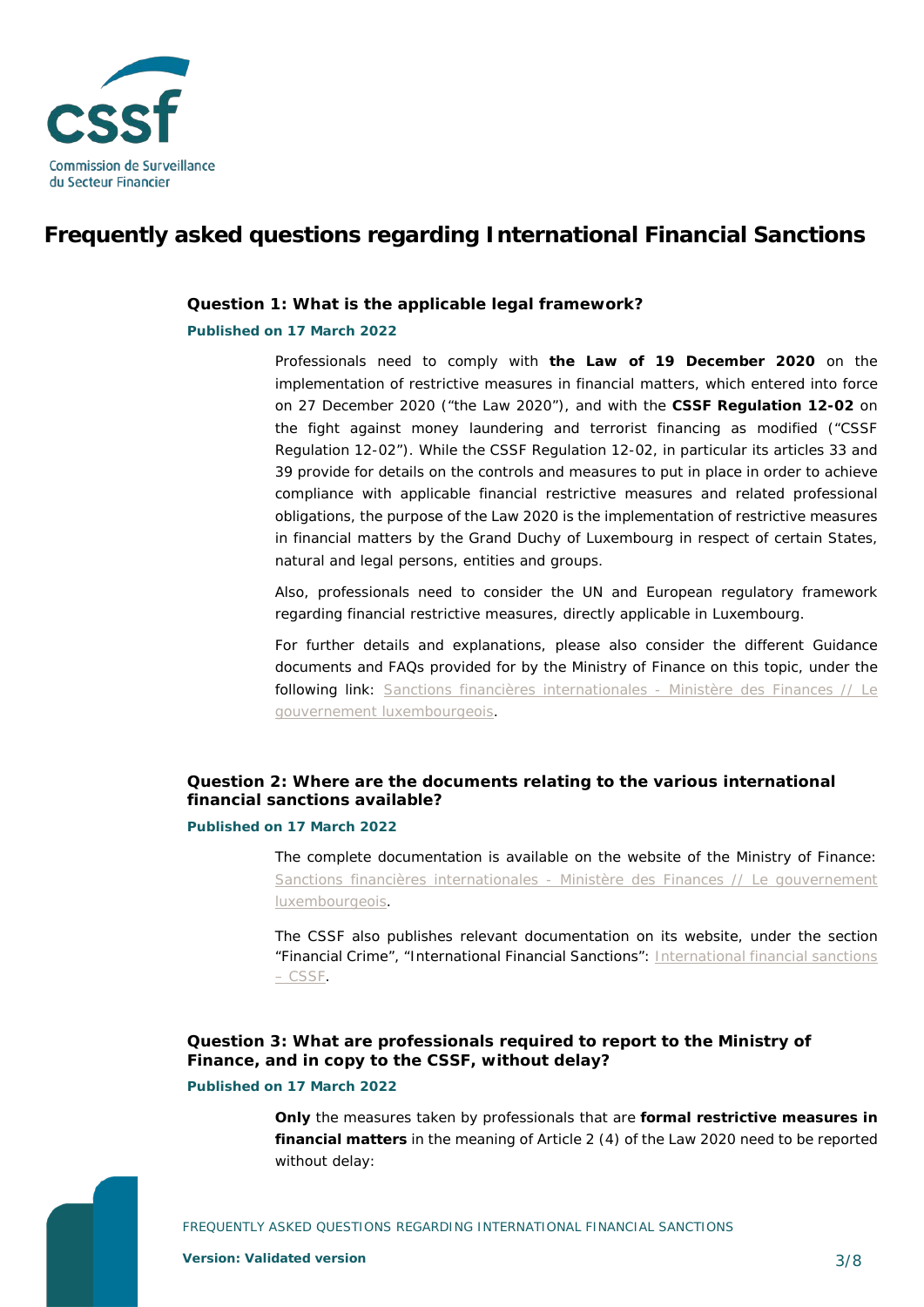# Frequently asked questions regarding International Financial Sanctions

## Question 1: What is the applicable legal framework?

**Published on 17 March 2022**

Professionals need to comply with **the Law of 19 December 2020** on the implementation of restrictive measures in financial matters, which entered into force on 27 December 2020 ("the Law 2020"), and with the **CSSF Regulation 12-02** on the fight against money laundering and terrorist financing as modified ("CSSF Regulation 12-02"). While the CSSF Regulation 12-02, in particular its articles 33 and 39 provide for details on the controls and measures to put in place in order to achieve compliance with applicable financial restrictive measures and related professional obligations, the purpose of the Law 2020 is the implementation of restrictive measures in financial matters by the Grand Duchy of Luxembourg in respect of certain States, natural and legal persons, entities and groups.

Also, professionals need to consider the UN and European regulatory framework regarding financial restrictive measures, directly applicable in Luxembourg.

For further details and explanations, please also consider the different Guidance documents and FAQs provided for by the Ministry of Finance on this topic, under the following link: Sanctions financières internationales - Ministère des Finances // Le gouvernement luxembourgeois.

## Question 2: Where are the documents relating to the various international financial sanctions available?

**Published on 17 March 2022**

The complete documentation is available on the website of the Ministry of Finance: Sanctions financières internationales - Ministère des Finances // Le gouvernement luxembourgeois.

The CSSF also publishes relevant documentation on its website, under the section "Financial Crime", "International Financial Sanctions": International financial sanctions – CSSF.

## Question 3: What are professionals required to report to the Ministry of Finance, and in copy to the CSSF, without delay?

**Published on 17 March 2022**

**Only** the measures taken by professionals that are **formal restrictive measures in financial matters** in the meaning of Article 2 (4) of the Law 2020 need to be reported without delay: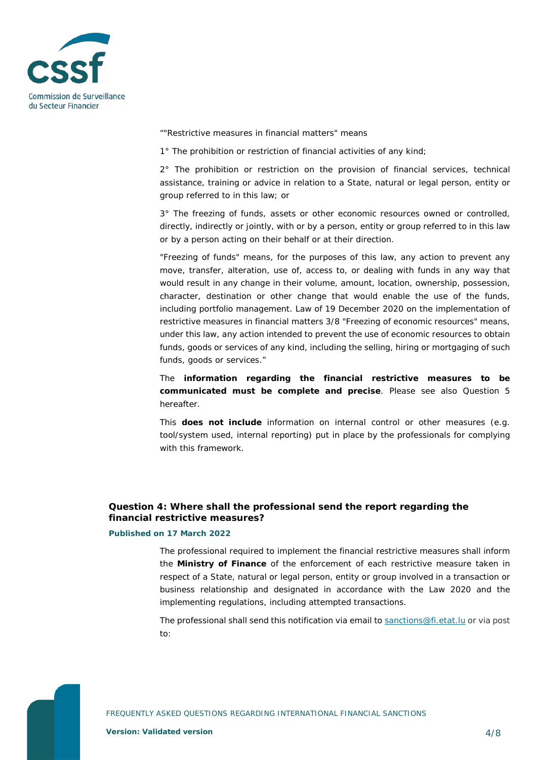""Restrictive measures in financial matters" means

1° The prohibition or restriction of financial activities of any kind;

2° The prohibition or restriction on the provision of financial services, technical assistance, training or advice in relation to a State, natural or legal person, entity or group referred to in this law; or

3° The freezing of funds, assets or other economic resources owned or controlled, directly, indirectly or jointly, with or by a person, entity or group referred to in this law or by a person acting on their behalf or at their direction.

"Freezing of funds" means, for the purposes of this law, any action to prevent any move, transfer, alteration, use of, access to, or dealing with funds in any way that would result in any change in their volume, amount, location, ownership, possession, character, destination or other change that would enable the use of the funds, including portfolio management. Law of 19 December 2020 on the implementation of restrictive measures in financial matters 3/8 "Freezing of economic resources" means, under this law, any action intended to prevent the use of economic resources to obtain funds, goods or services of any kind, including the selling, hiring or mortgaging of such funds, goods or services."

The **information regarding the financial restrictive measures to be communicated must be complete and precise**. Please see also Question 5 hereafter.

This **does not include** information on internal control or other measures (e.g. tool/system used, internal reporting) put in place by the professionals for complying with this framework.

### Question 4: Where shall the professional send the report regarding the financial restrictive measures?

**Published on 17 March 2022**

The professional required to implement the financial restrictive measures shall inform the **Ministry of Finance** of the enforcement of each restrictive measure taken in respect of a State, natural or legal person, entity or group involved in a transaction or business relationship and designated in accordance with the Law 2020 and the implementing regulations, including attempted transactions.

The professional shall send this notification via email to sanctions@fi.etat.lu or via post to: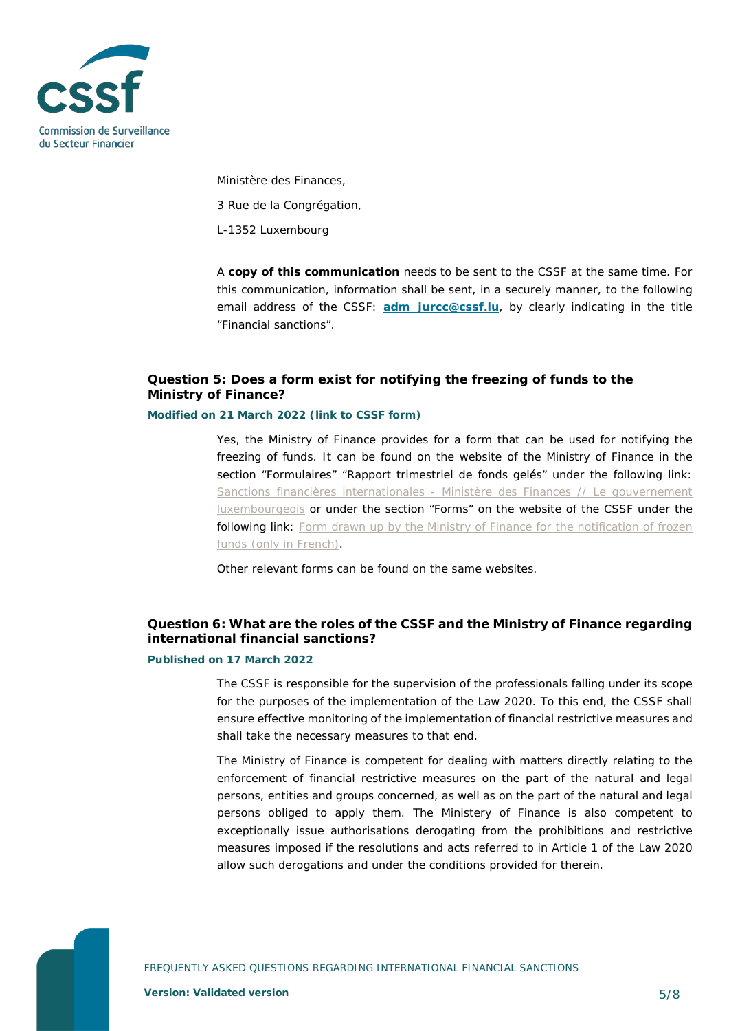Ministère des Finances,

3 Rue de la Congrégation,

L-1352 Luxembourg

A **copy of this communication** needs to be sent to the CSSF at the same time. For this communication, information shall be sent, in a securely manner, to the following email address of the CSSF: **adm_jurcc@cssf.lu**, by clearly indicating in the title "Financial sanctions".

### Question 5: Does a form exist for notifying the freezing of funds to the Ministry of Finance?

**Modified on 21 March 2022 (link to CSSF form)**

Yes, the Ministry of Finance provides for a form that can be used for notifying the freezing of funds. It can be found on the website of the Ministry of Finance in the section "Formulaires" "Rapport trimestriel de fonds gelés" under the following link: Sanctions financières internationales - Ministère des Finances // Le gouvernement luxembourgeois or under the section "Forms" on the website of the CSSF under the following link: Form drawn up by the Ministry of Finance for the notification of frozen funds (only in French).

Other relevant forms can be found on the same websites.

### Question 6: What are the roles of the CSSF and the Ministry of Finance regarding international financial sanctions?

**Published on 17 March 2022**

The CSSF is responsible for the supervision of the professionals falling under its scope for the purposes of the implementation of the Law 2020. To this end, the CSSF shall ensure effective monitoring of the implementation of financial restrictive measures and shall take the necessary measures to that end.

The Ministry of Finance is competent for dealing with matters directly relating to the enforcement of financial restrictive measures on the part of the natural and legal persons, entities and groups concerned, as well as on the part of the natural and legal persons obliged to apply them. The Ministery of Finance is also competent to exceptionally issue authorisations derogating from the prohibitions and restrictive measures imposed if the resolutions and acts referred to in Article 1 of the Law 2020 allow such derogations and under the conditions provided for therein.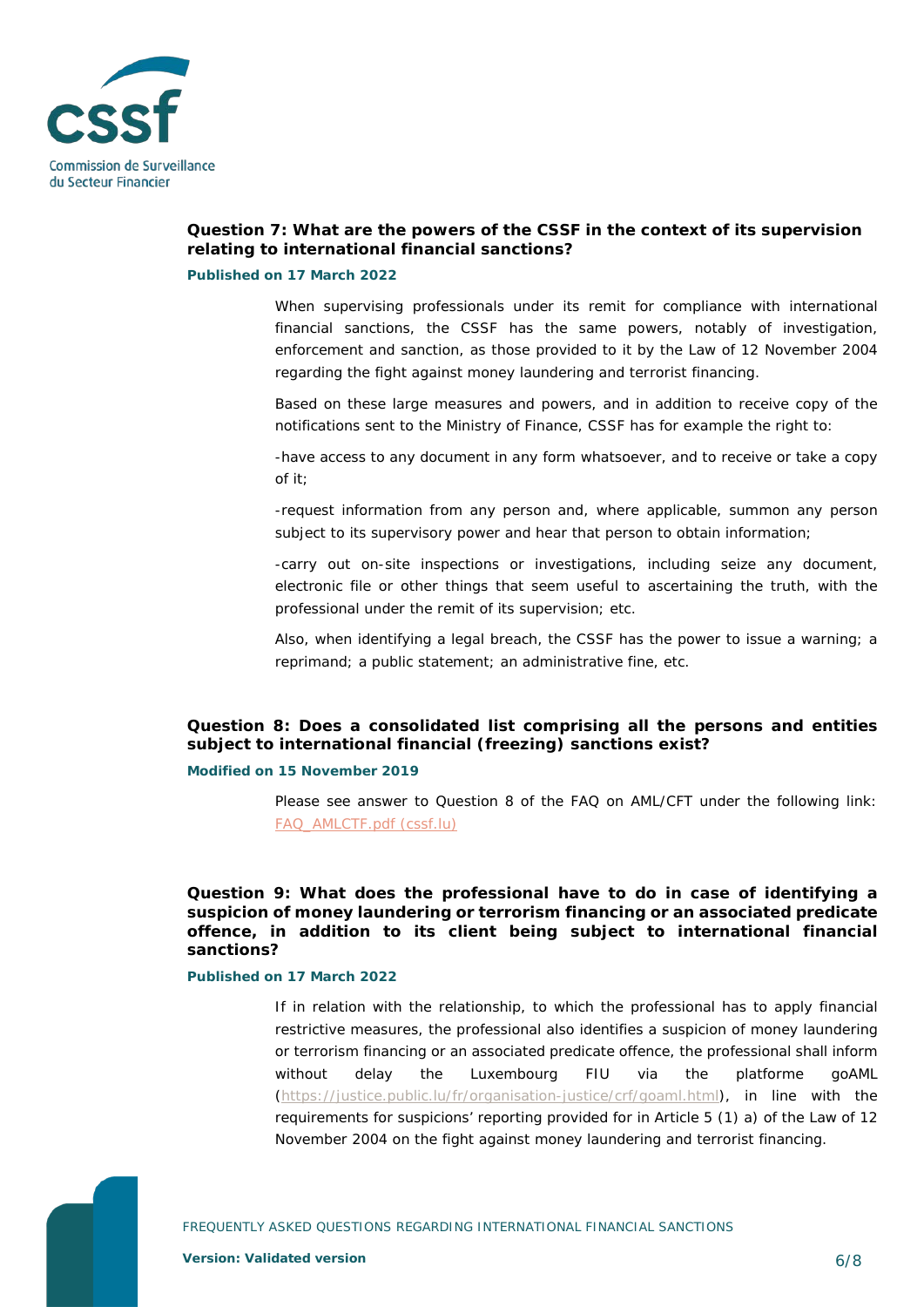### Question 7: What are the powers of the CSSF in the context of its supervision relating to international financial sanctions?

**Published on 17 March 2022**

When supervising professionals under its remit for compliance with international financial sanctions, the CSSF has the same powers, notably of investigation, enforcement and sanction, as those provided to it by the Law of 12 November 2004 regarding the fight against money laundering and terrorist financing.

Based on these large measures and powers, and in addition to receive copy of the notifications sent to the Ministry of Finance, CSSF has for example the right to:

-have access to any document in any form whatsoever, and to receive or take a copy of it;

-request information from any person and, where applicable, summon any person subject to its supervisory power and hear that person to obtain information;

-carry out on-site inspections or investigations, including seize any document, electronic file or other things that seem useful to ascertaining the truth, with the professional under the remit of its supervision; etc.

Also, when identifying a legal breach, the CSSF has the power to issue a warning; a reprimand; a public statement; an administrative fine, etc.

### Question 8: Does a consolidated list comprising all the persons and entities subject to international financial (freezing) sanctions exist?

**Modified on 15 November 2019**

Please see answer to Question 8 of the FAQ on AML/CFT under the following link: FAQ_AMLCTF.pdf (cssf.lu)

### Question 9: What does the professional have to do in case of identifying a suspicion of money laundering or terrorism financing or an associated predicate offence, in addition to its client being subject to international financial sanctions?

**Published on 17 March 2022**

If in relation with the relationship, to which the professional has to apply financial restrictive measures, the professional also identifies a suspicion of money laundering or terrorism financing or an associated predicate offence, the professional shall inform without delay the Luxembourg FIU via the platforme goAML (https://justice.public.lu/fr/organisation-justice/crf/goaml.html), in line with the requirements for suspicions' reporting provided for in Article 5 (1) a) of the Law of 12 November 2004 on the fight against money laundering and terrorist financing.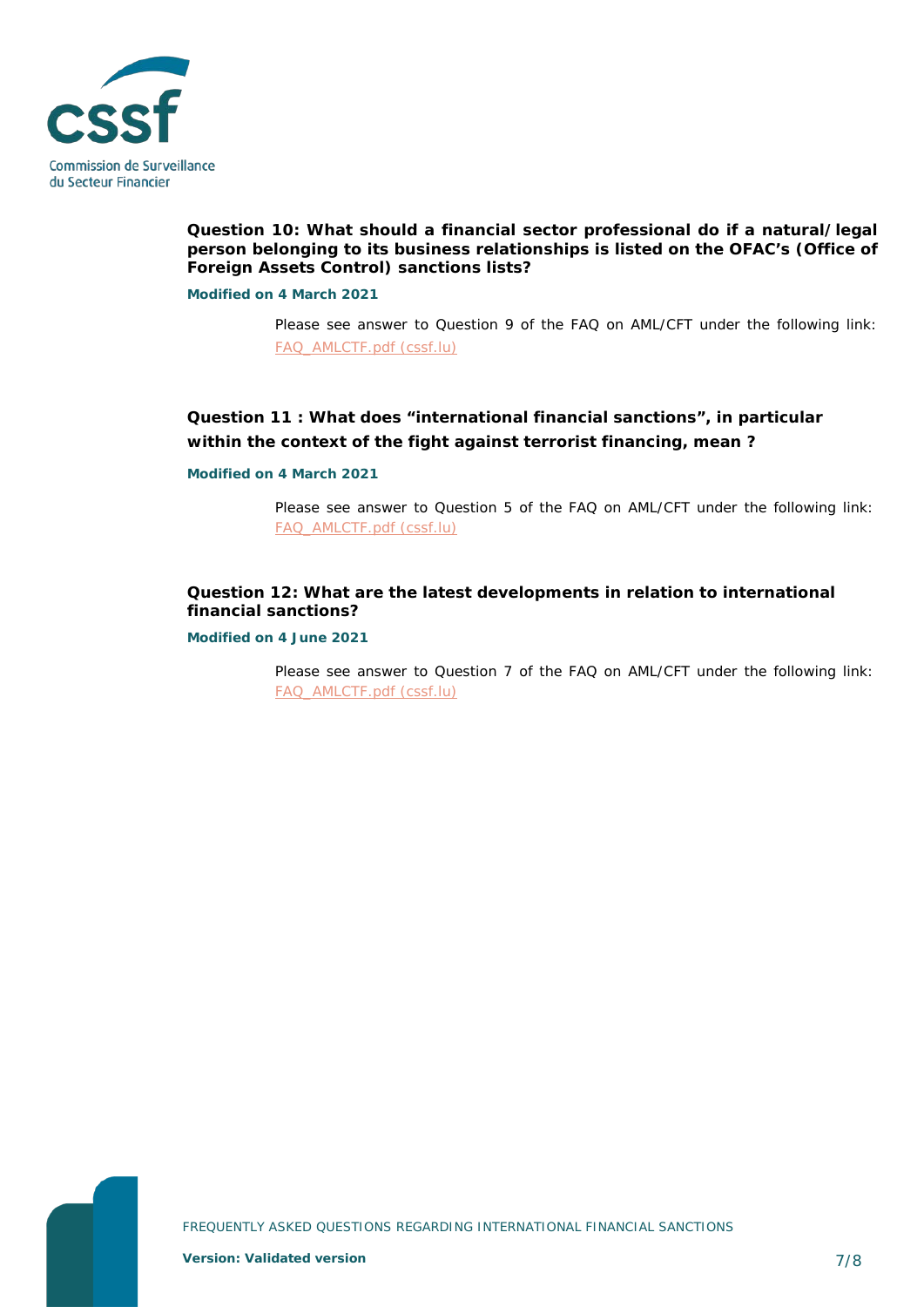**Question 10: What should a financial sector professional do if a natural/legal person belonging to its business relationships is listed on the OFAC's (Office of Foreign Assets Control) sanctions lists?**

**Modified on 4 March 2021**

Please see answer to Question 9 of the FAQ on AML/CFT under the following link: [FAQ_AMLCTF.pdf (cssf.lu)]

**Question 11 : What does "international financial sanctions", in particular within the context of the fight against terrorist financing, mean ?**

**Modified on 4 March 2021**

Please see answer to Question 5 of the FAQ on AML/CFT under the following link: [FAQ_AMLCTF.pdf (cssf.lu)]

**Question 12: What are the latest developments in relation to international financial sanctions?**

**Modified on 4 June 2021**

Please see answer to Question 7 of the FAQ on AML/CFT under the following link: [FAQ_AMLCTF.pdf (cssf.lu)]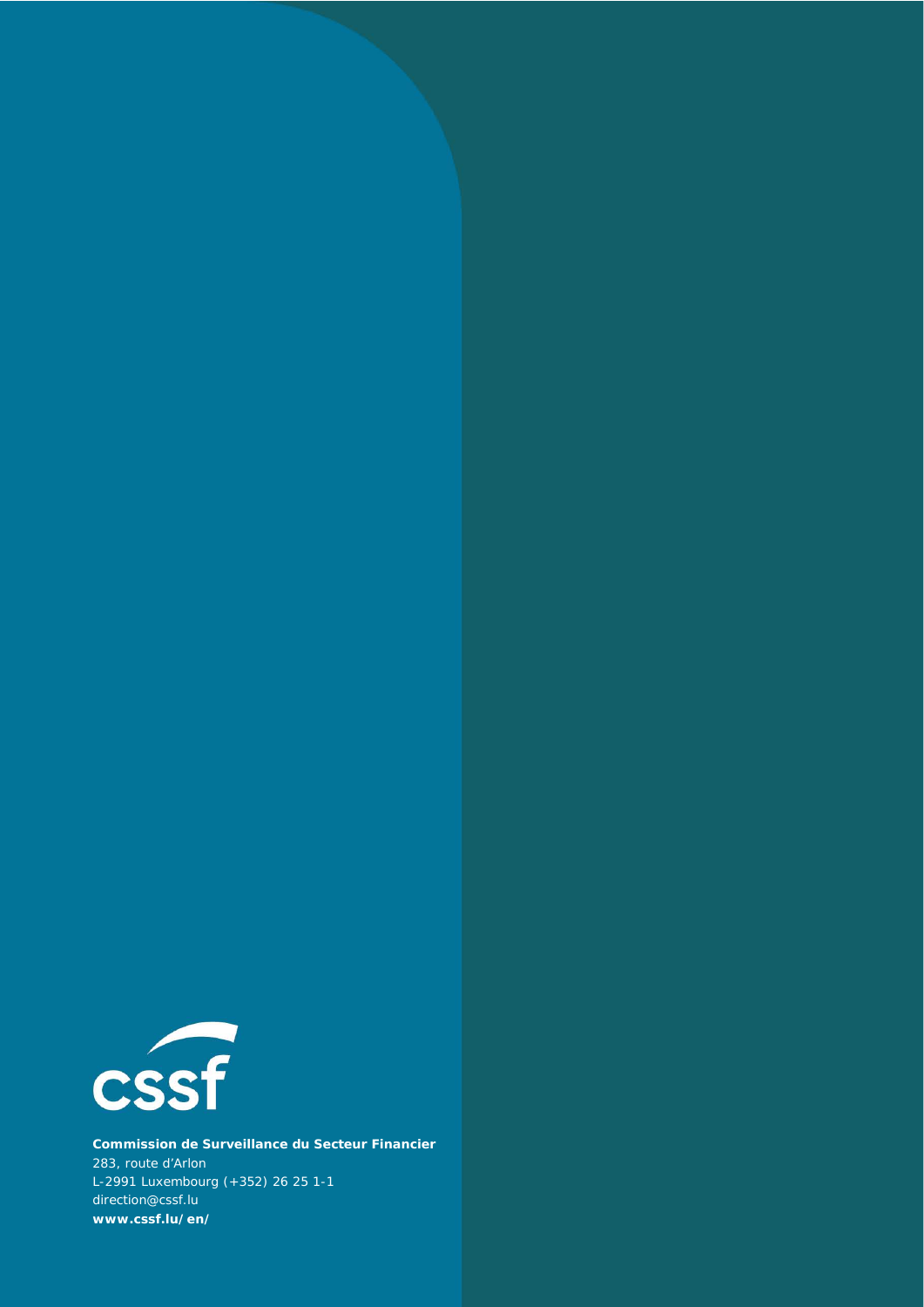cssf

**Commission de Surveillance du Secteur Financier**
283, route d'Arlon
L-2991 Luxembourg (+352) 26 25 1-1
direction@cssf.lu
**www.cssf.lu/en/**